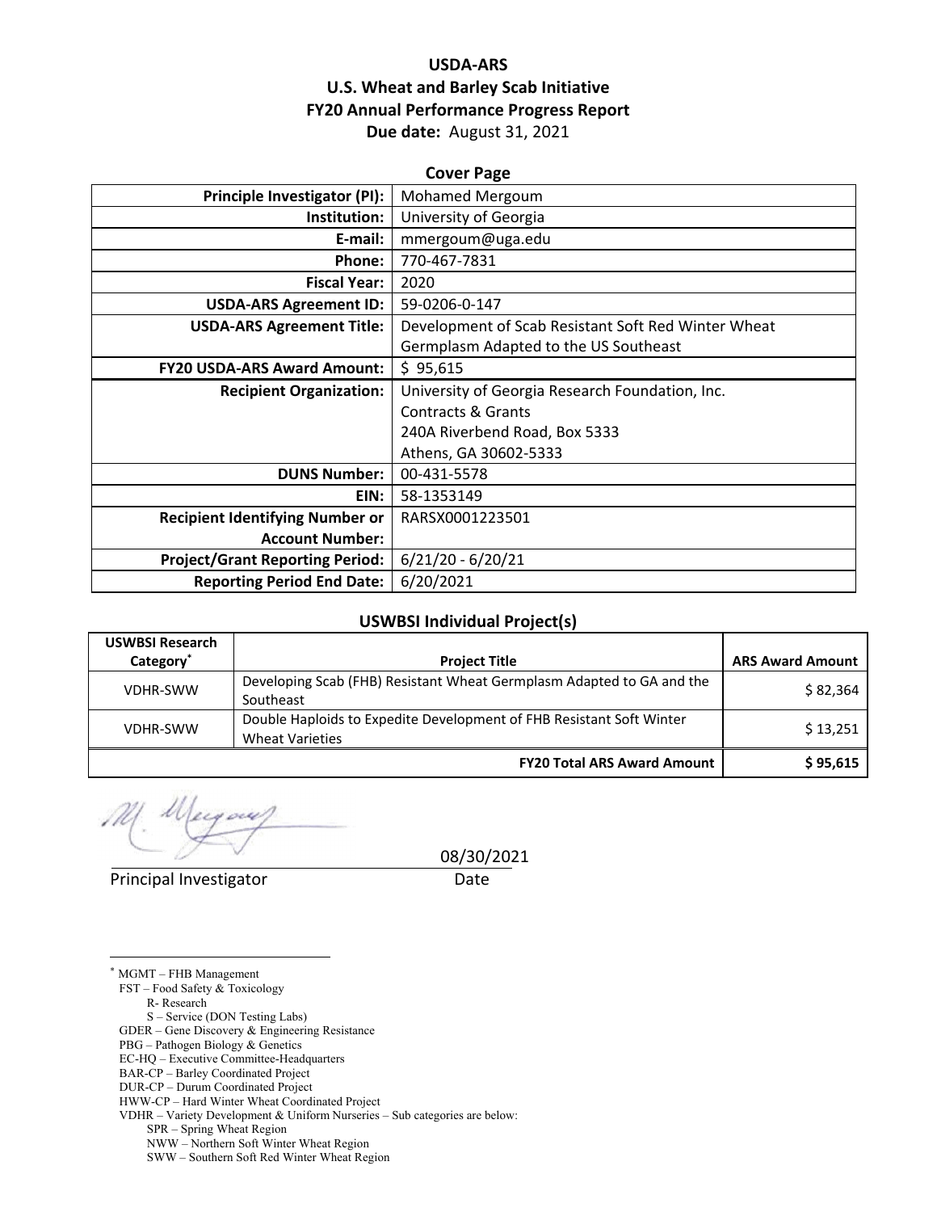# USDA-ARS
# U.S. Wheat and Barley Scab Initiative
# FY20 Annual Performance Progress Report

**Due date:** August 31, 2021

## Cover Page

| | |
|---:|---|
| **Principle Investigator (PI):** | Mohamed Mergoum |
| **Institution:** | University of Georgia |
| **E-mail:** | mmergoum@uga.edu |
| **Phone:** | 770-467-7831 |
| **Fiscal Year:** | 2020 |
| **USDA-ARS Agreement ID:** | 59-0206-0-147 |
| **USDA-ARS Agreement Title:** | Development of Scab Resistant Soft Red Winter Wheat Germplasm Adapted to the US Southeast |
| **FY20 USDA-ARS Award Amount:** | $ 95,615 |
| **Recipient Organization:** | University of Georgia Research Foundation, Inc.<br>Contracts & Grants<br>240A Riverbend Road, Box 5333<br>Athens, GA 30602-5333 |
| **DUNS Number:** | 00-431-5578 |
| **EIN:** | 58-1353149 |
| **Recipient Identifying Number or Account Number:** | RARSX0001223501 |
| **Project/Grant Reporting Period:** | 6/21/20 - 6/20/21 |
| **Reporting Period End Date:** | 6/20/2021 |

## USWBSI Individual Project(s)

| USWBSI Research Category* | Project Title | ARS Award Amount |
|---|---|---|
| VDHR-SWW | Developing Scab (FHB) Resistant Wheat Germplasm Adapted to GA and the Southeast | $ 82,364 |
| VDHR-SWW | Double Haploids to Expedite Development of FHB Resistant Soft Winter Wheat Varieties | $ 13,251 |
| | **FY20 Total ARS Award Amount** | **$ 95,615** |

Principal Investigator

08/30/2021
Date

---

* MGMT – FHB Management
FST – Food Safety & Toxicology
 R- Research
 S – Service (DON Testing Labs)
GDER – Gene Discovery & Engineering Resistance
PBG – Pathogen Biology & Genetics
EC-HQ – Executive Committee-Headquarters
BAR-CP – Barley Coordinated Project
DUR-CP – Durum Coordinated Project
HWW-CP – Hard Winter Wheat Coordinated Project
VDHR – Variety Development & Uniform Nurseries – Sub categories are below:
 SPR – Spring Wheat Region
 NWW – Northern Soft Winter Wheat Region
 SWW – Southern Soft Red Winter Wheat Region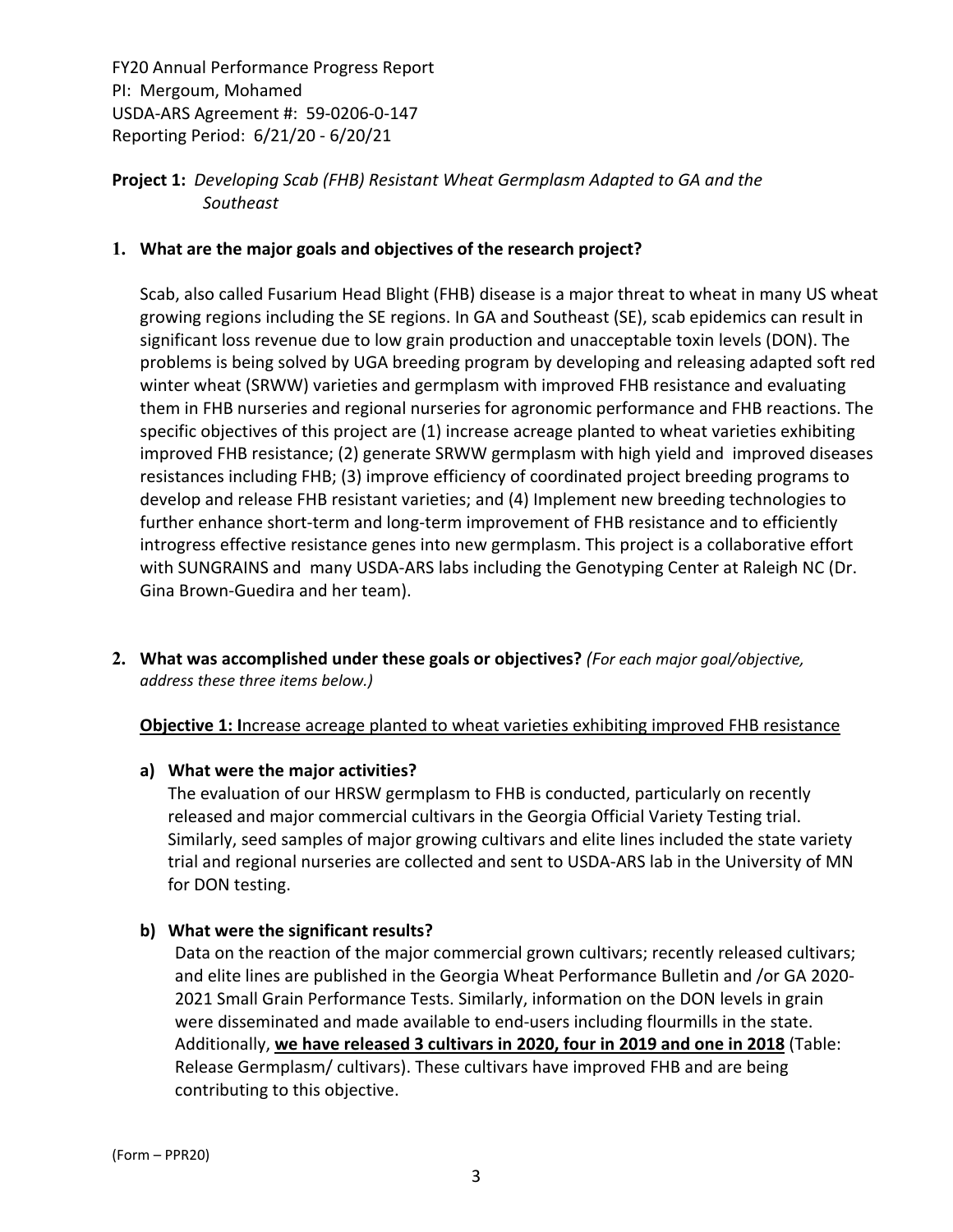FY20 Annual Performance Progress Report
PI: Mergoum, Mohamed
USDA-ARS Agreement #: 59-0206-0-147
Reporting Period: 6/21/20 - 6/20/21

**Project 1:** *Developing Scab (FHB) Resistant Wheat Germplasm Adapted to GA and the Southeast*

**1. What are the major goals and objectives of the research project?**

Scab, also called Fusarium Head Blight (FHB) disease is a major threat to wheat in many US wheat growing regions including the SE regions. In GA and Southeast (SE), scab epidemics can result in significant loss revenue due to low grain production and unacceptable toxin levels (DON). The problems is being solved by UGA breeding program by developing and releasing adapted soft red winter wheat (SRWW) varieties and germplasm with improved FHB resistance and evaluating them in FHB nurseries and regional nurseries for agronomic performance and FHB reactions. The specific objectives of this project are (1) increase acreage planted to wheat varieties exhibiting improved FHB resistance; (2) generate SRWW germplasm with high yield and improved diseases resistances including FHB; (3) improve efficiency of coordinated project breeding programs to develop and release FHB resistant varieties; and (4) Implement new breeding technologies to further enhance short-term and long-term improvement of FHB resistance and to efficiently introgress effective resistance genes into new germplasm. This project is a collaborative effort with SUNGRAINS and many USDA-ARS labs including the Genotyping Center at Raleigh NC (Dr. Gina Brown-Guedira and her team).

**2. What was accomplished under these goals or objectives?** *(For each major goal/objective, address these three items below.)*

**Objective 1: I**ncrease acreage planted to wheat varieties exhibiting improved FHB resistance

**a) What were the major activities?**

The evaluation of our HRSW germplasm to FHB is conducted, particularly on recently released and major commercial cultivars in the Georgia Official Variety Testing trial. Similarly, seed samples of major growing cultivars and elite lines included the state variety trial and regional nurseries are collected and sent to USDA-ARS lab in the University of MN for DON testing.

**b) What were the significant results?**

Data on the reaction of the major commercial grown cultivars; recently released cultivars; and elite lines are published in the Georgia Wheat Performance Bulletin and /or GA 2020-2021 Small Grain Performance Tests. Similarly, information on the DON levels in grain were disseminated and made available to end-users including flourmills in the state. Additionally, **we have released 3 cultivars in 2020, four in 2019 and one in 2018** (Table: Release Germplasm/ cultivars). These cultivars have improved FHB and are being contributing to this objective.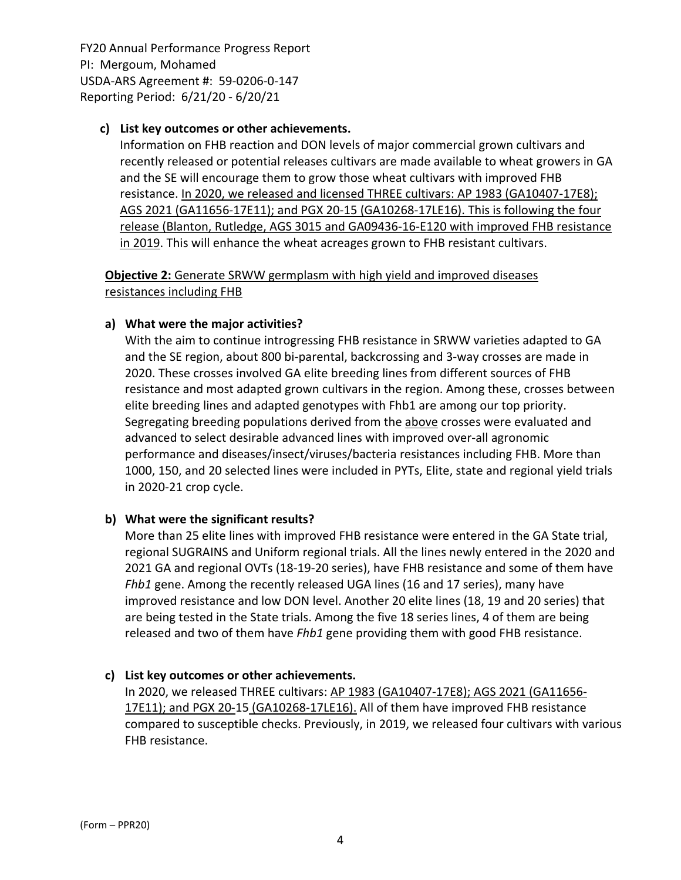**c) List key outcomes or other achievements.**

Information on FHB reaction and DON levels of major commercial grown cultivars and recently released or potential releases cultivars are made available to wheat growers in GA and the SE will encourage them to grow those wheat cultivars with improved FHB resistance. <u>In 2020, we released and licensed THREE cultivars: AP 1983 (GA10407-17E8); AGS 2021 (GA11656-17E11); and PGX 20-15 (GA10268-17LE16). This is following the four release (Blanton, Rutledge, AGS 3015 and GA09436-16-E120 with improved FHB resistance in 2019</u>. This will enhance the wheat acreages grown to FHB resistant cultivars.

**Objective 2:** <u>Generate SRWW germplasm with high yield and improved diseases resistances including FHB</u>

**a) What were the major activities?**

With the aim to continue introgressing FHB resistance in SRWW varieties adapted to GA and the SE region, about 800 bi-parental, backcrossing and 3-way crosses are made in 2020. These crosses involved GA elite breeding lines from different sources of FHB resistance and most adapted grown cultivars in the region. Among these, crosses between elite breeding lines and adapted genotypes with Fhb1 are among our top priority. Segregating breeding populations derived from the <u>above</u> crosses were evaluated and advanced to select desirable advanced lines with improved over-all agronomic performance and diseases/insect/viruses/bacteria resistances including FHB. More than 1000, 150, and 20 selected lines were included in PYTs, Elite, state and regional yield trials in 2020-21 crop cycle.

**b) What were the significant results?**

More than 25 elite lines with improved FHB resistance were entered in the GA State trial, regional SUGRAINS and Uniform regional trials. All the lines newly entered in the 2020 and 2021 GA and regional OVTs (18-19-20 series), have FHB resistance and some of them have *Fhb1* gene. Among the recently released UGA lines (16 and 17 series), many have improved resistance and low DON level. Another 20 elite lines (18, 19 and 20 series) that are being tested in the State trials. Among the five 18 series lines, 4 of them are being released and two of them have *Fhb1* gene providing them with good FHB resistance.

**c) List key outcomes or other achievements.**

In 2020, we released THREE cultivars: <u>AP 1983 (GA10407-17E8); AGS 2021 (GA11656-17E11); and PGX 20-15 (GA10268-17LE16).</u> All of them have improved FHB resistance compared to susceptible checks. Previously, in 2019, we released four cultivars with various FHB resistance.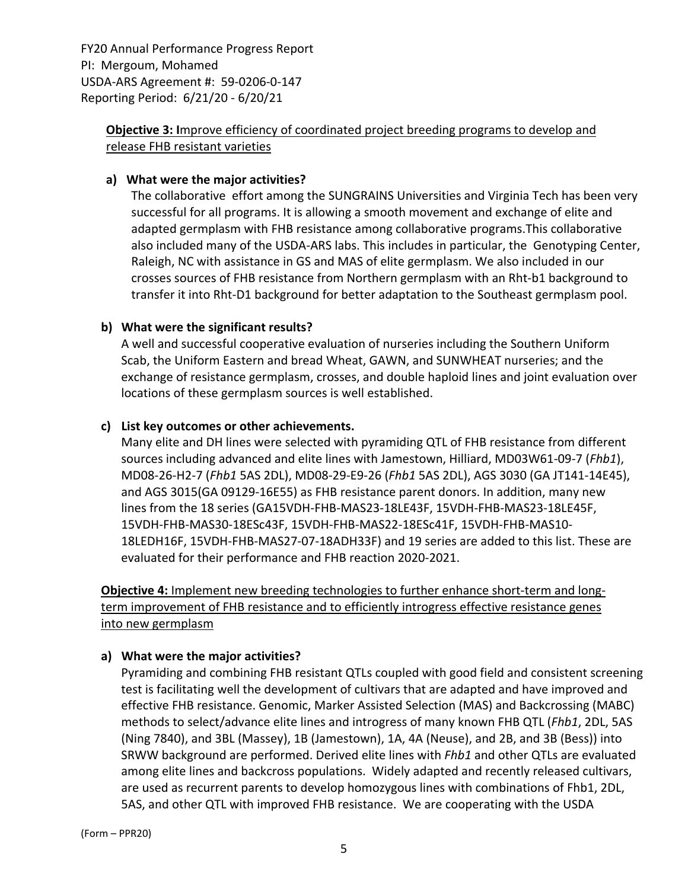**Objective 3: I**mprove efficiency of coordinated project breeding programs to develop and release FHB resistant varieties

**a) What were the major activities?**

The collaborative effort among the SUNGRAINS Universities and Virginia Tech has been very successful for all programs. It is allowing a smooth movement and exchange of elite and adapted germplasm with FHB resistance among collaborative programs.This collaborative also included many of the USDA-ARS labs. This includes in particular, the Genotyping Center, Raleigh, NC with assistance in GS and MAS of elite germplasm. We also included in our crosses sources of FHB resistance from Northern germplasm with an Rht-b1 background to transfer it into Rht-D1 background for better adaptation to the Southeast germplasm pool.

**b) What were the significant results?**

A well and successful cooperative evaluation of nurseries including the Southern Uniform Scab, the Uniform Eastern and bread Wheat, GAWN, and SUNWHEAT nurseries; and the exchange of resistance germplasm, crosses, and double haploid lines and joint evaluation over locations of these germplasm sources is well established.

**c) List key outcomes or other achievements.**

Many elite and DH lines were selected with pyramiding QTL of FHB resistance from different sources including advanced and elite lines with Jamestown, Hilliard, MD03W61-09-7 (*Fhb1*), MD08-26-H2-7 (*Fhb1* 5AS 2DL), MD08-29-E9-26 (*Fhb1* 5AS 2DL), AGS 3030 (GA JT141-14E45), and AGS 3015(GA 09129-16E55) as FHB resistance parent donors. In addition, many new lines from the 18 series (GA15VDH-FHB-MAS23-18LE43F, 15VDH-FHB-MAS23-18LE45F, 15VDH-FHB-MAS30-18ESc43F, 15VDH-FHB-MAS22-18ESc41F, 15VDH-FHB-MAS10-18LEDH16F, 15VDH-FHB-MAS27-07-18ADH33F) and 19 series are added to this list. These are evaluated for their performance and FHB reaction 2020-2021.

**Objective 4:** Implement new breeding technologies to further enhance short-term and long-term improvement of FHB resistance and to efficiently introgress effective resistance genes into new germplasm

**a) What were the major activities?**

Pyramiding and combining FHB resistant QTLs coupled with good field and consistent screening test is facilitating well the development of cultivars that are adapted and have improved and effective FHB resistance. Genomic, Marker Assisted Selection (MAS) and Backcrossing (MABC) methods to select/advance elite lines and introgress of many known FHB QTL (*Fhb1*, 2DL, 5AS (Ning 7840), and 3BL (Massey), 1B (Jamestown), 1A, 4A (Neuse), and 2B, and 3B (Bess)) into SRWW background are performed. Derived elite lines with *Fhb1* and other QTLs are evaluated among elite lines and backcross populations. Widely adapted and recently released cultivars, are used as recurrent parents to develop homozygous lines with combinations of Fhb1, 2DL, 5AS, and other QTL with improved FHB resistance. We are cooperating with the USDA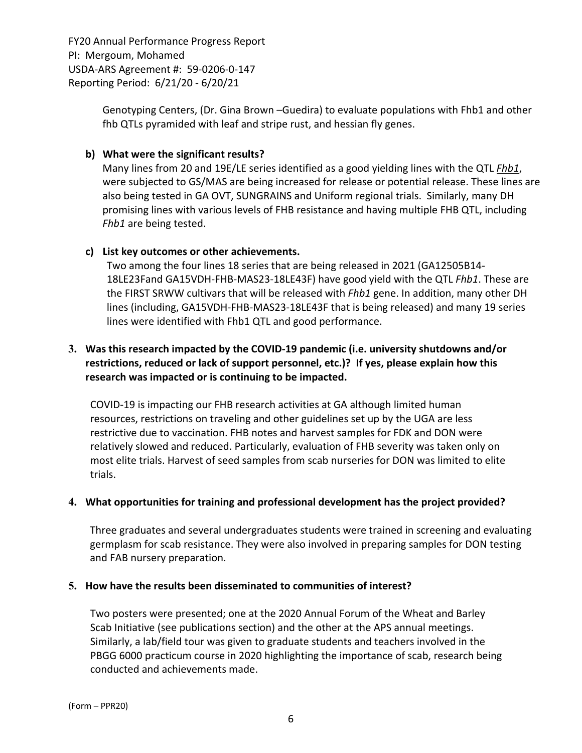Genotyping Centers, (Dr. Gina Brown –Guedira) to evaluate populations with Fhb1 and other fhb QTLs pyramided with leaf and stripe rust, and hessian fly genes.

**b) What were the significant results?**

Many lines from 20 and 19E/LE series identified as a good yielding lines with the QTL *Fhb1*, were subjected to GS/MAS are being increased for release or potential release. These lines are also being tested in GA OVT, SUNGRAINS and Uniform regional trials. Similarly, many DH promising lines with various levels of FHB resistance and having multiple FHB QTL, including *Fhb1* are being tested.

**c) List key outcomes or other achievements.**

Two among the four lines 18 series that are being released in 2021 (GA12505B14-18LE23Fand GA15VDH-FHB-MAS23-18LE43F) have good yield with the QTL *Fhb1*. These are the FIRST SRWW cultivars that will be released with *Fhb1* gene. In addition, many other DH lines (including, GA15VDH-FHB-MAS23-18LE43F that is being released) and many 19 series lines were identified with Fhb1 QTL and good performance.

**3. Was this research impacted by the COVID-19 pandemic (i.e. university shutdowns and/or restrictions, reduced or lack of support personnel, etc.)? If yes, please explain how this research was impacted or is continuing to be impacted.**

COVID-19 is impacting our FHB research activities at GA although limited human resources, restrictions on traveling and other guidelines set up by the UGA are less restrictive due to vaccination. FHB notes and harvest samples for FDK and DON were relatively slowed and reduced. Particularly, evaluation of FHB severity was taken only on most elite trials. Harvest of seed samples from scab nurseries for DON was limited to elite trials.

**4. What opportunities for training and professional development has the project provided?**

Three graduates and several undergraduates students were trained in screening and evaluating germplasm for scab resistance. They were also involved in preparing samples for DON testing and FAB nursery preparation.

**5. How have the results been disseminated to communities of interest?**

Two posters were presented; one at the 2020 Annual Forum of the Wheat and Barley Scab Initiative (see publications section) and the other at the APS annual meetings. Similarly, a lab/field tour was given to graduate students and teachers involved in the PBGG 6000 practicum course in 2020 highlighting the importance of scab, research being conducted and achievements made.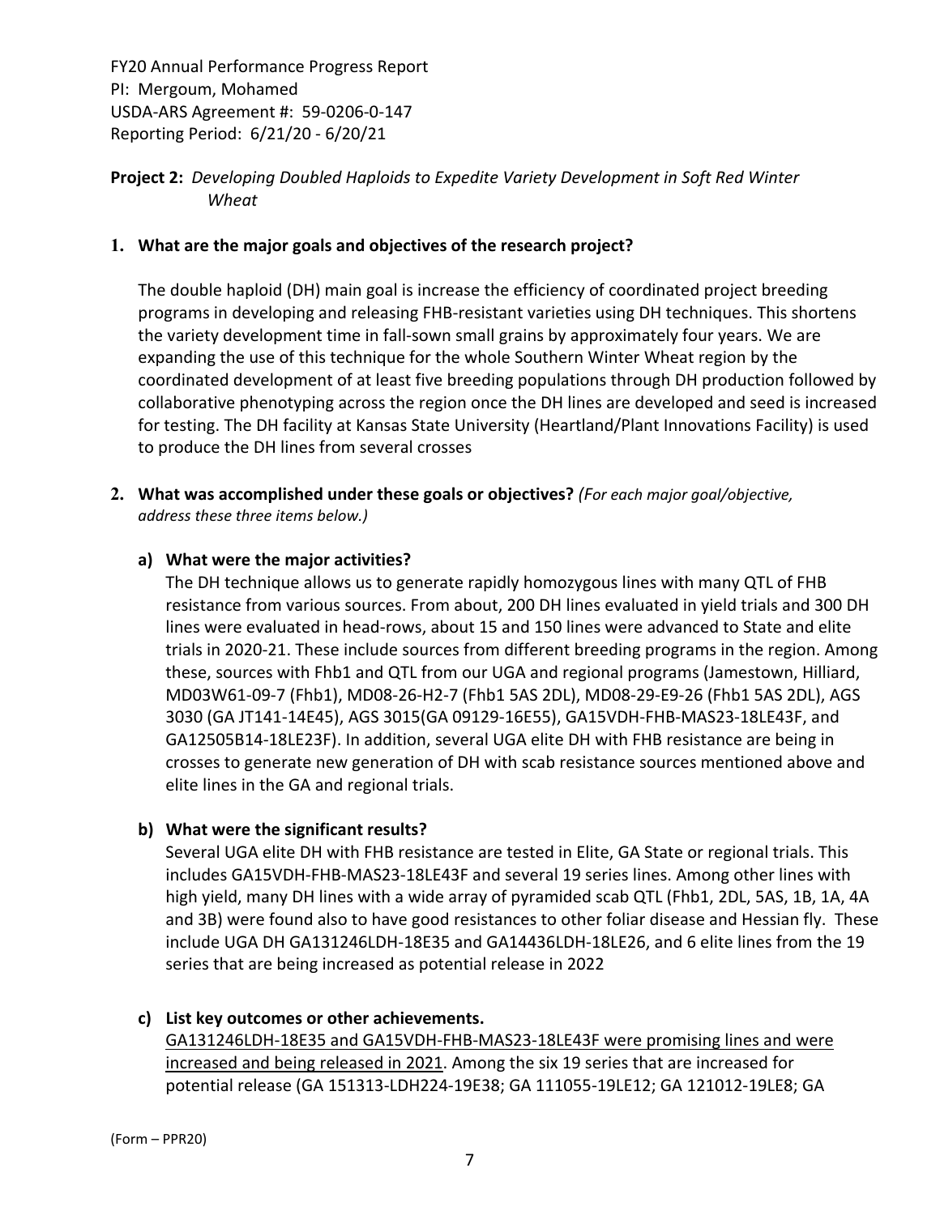FY20 Annual Performance Progress Report
PI: Mergoum, Mohamed
USDA-ARS Agreement #: 59-0206-0-147
Reporting Period: 6/21/20 - 6/20/21

**Project 2:** *Developing Doubled Haploids to Expedite Variety Development in Soft Red Winter Wheat*

**1. What are the major goals and objectives of the research project?**

The double haploid (DH) main goal is increase the efficiency of coordinated project breeding programs in developing and releasing FHB-resistant varieties using DH techniques. This shortens the variety development time in fall-sown small grains by approximately four years. We are expanding the use of this technique for the whole Southern Winter Wheat region by the coordinated development of at least five breeding populations through DH production followed by collaborative phenotyping across the region once the DH lines are developed and seed is increased for testing. The DH facility at Kansas State University (Heartland/Plant Innovations Facility) is used to produce the DH lines from several crosses

**2. What was accomplished under these goals or objectives?** *(For each major goal/objective, address these three items below.)*

**a) What were the major activities?**

The DH technique allows us to generate rapidly homozygous lines with many QTL of FHB resistance from various sources. From about, 200 DH lines evaluated in yield trials and 300 DH lines were evaluated in head-rows, about 15 and 150 lines were advanced to State and elite trials in 2020-21. These include sources from different breeding programs in the region. Among these, sources with Fhb1 and QTL from our UGA and regional programs (Jamestown, Hilliard, MD03W61-09-7 (Fhb1), MD08-26-H2-7 (Fhb1 5AS 2DL), MD08-29-E9-26 (Fhb1 5AS 2DL), AGS 3030 (GA JT141-14E45), AGS 3015(GA 09129-16E55), GA15VDH-FHB-MAS23-18LE43F, and GA12505B14-18LE23F). In addition, several UGA elite DH with FHB resistance are being in crosses to generate new generation of DH with scab resistance sources mentioned above and elite lines in the GA and regional trials.

**b) What were the significant results?**

Several UGA elite DH with FHB resistance are tested in Elite, GA State or regional trials. This includes GA15VDH-FHB-MAS23-18LE43F and several 19 series lines. Among other lines with high yield, many DH lines with a wide array of pyramided scab QTL (Fhb1, 2DL, 5AS, 1B, 1A, 4A and 3B) were found also to have good resistances to other foliar disease and Hessian fly. These include UGA DH GA131246LDH-18E35 and GA14436LDH-18LE26, and 6 elite lines from the 19 series that are being increased as potential release in 2022

**c) List key outcomes or other achievements.**

<u>GA131246LDH-18E35 and GA15VDH-FHB-MAS23-18LE43F were promising lines and were increased and being released in 2021</u>. Among the six 19 series that are increased for potential release (GA 151313-LDH224-19E38; GA 111055-19LE12; GA 121012-19LE8; GA

(Form – PPR20)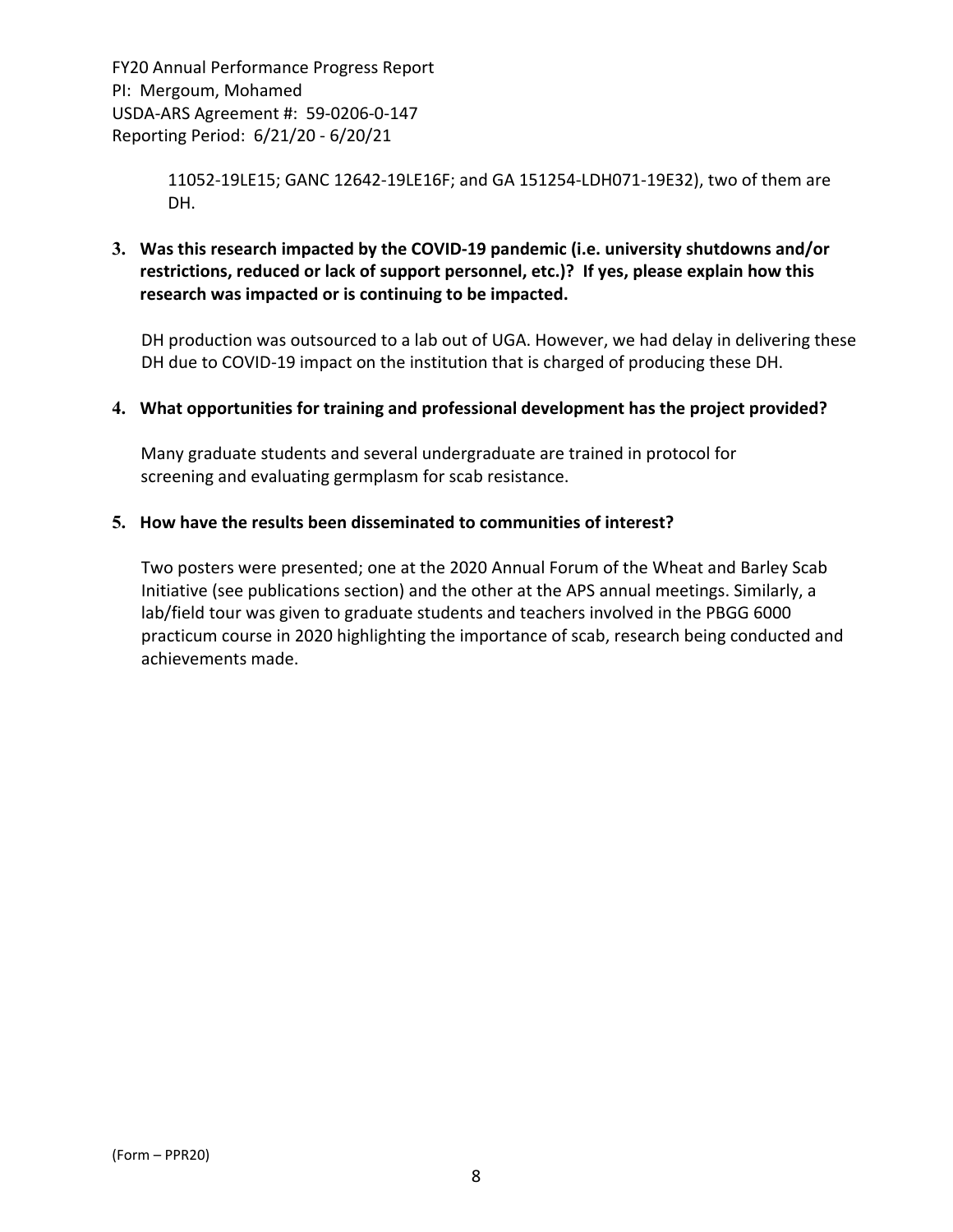11052-19LE15; GANC 12642-19LE16F; and GA 151254-LDH071-19E32), two of them are DH.

**3. Was this research impacted by the COVID-19 pandemic (i.e. university shutdowns and/or restrictions, reduced or lack of support personnel, etc.)? If yes, please explain how this research was impacted or is continuing to be impacted.**

DH production was outsourced to a lab out of UGA. However, we had delay in delivering these DH due to COVID-19 impact on the institution that is charged of producing these DH.

**4. What opportunities for training and professional development has the project provided?**

Many graduate students and several undergraduate are trained in protocol for screening and evaluating germplasm for scab resistance.

**5. How have the results been disseminated to communities of interest?**

Two posters were presented; one at the 2020 Annual Forum of the Wheat and Barley Scab Initiative (see publications section) and the other at the APS annual meetings. Similarly, a lab/field tour was given to graduate students and teachers involved in the PBGG 6000 practicum course in 2020 highlighting the importance of scab, research being conducted and achievements made.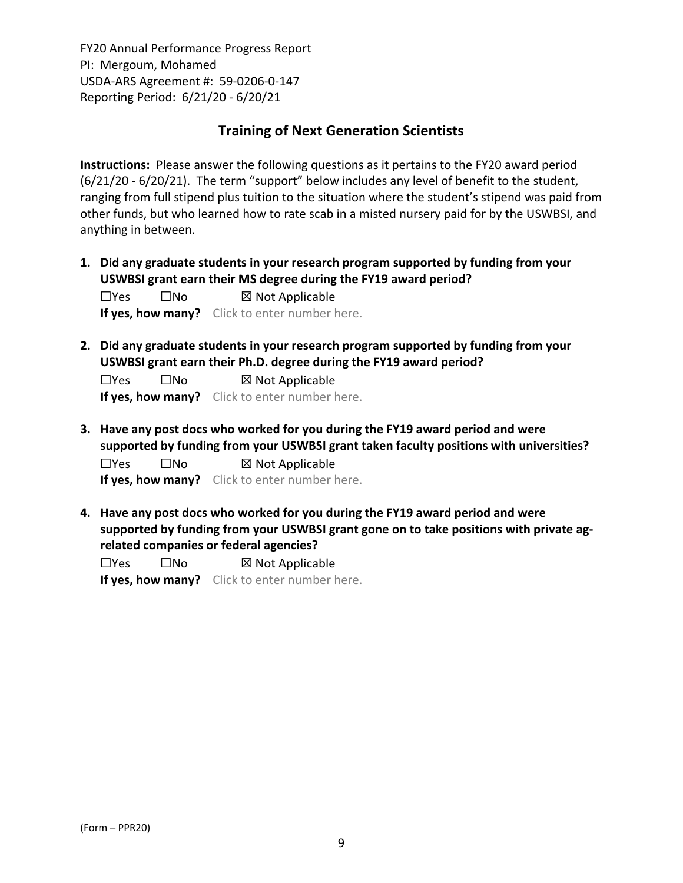FY20 Annual Performance Progress Report
PI: Mergoum, Mohamed
USDA-ARS Agreement #: 59-0206-0-147
Reporting Period: 6/21/20 - 6/20/21

## Training of Next Generation Scientists

**Instructions:** Please answer the following questions as it pertains to the FY20 award period (6/21/20 - 6/20/21). The term "support" below includes any level of benefit to the student, ranging from full stipend plus tuition to the situation where the student's stipend was paid from other funds, but who learned how to rate scab in a misted nursery paid for by the USWBSI, and anything in between.

1. **Did any graduate students in your research program supported by funding from your USWBSI grant earn their MS degree during the FY19 award period?**
   ☐Yes ☐No ☒ Not Applicable
   **If yes, how many?** Click to enter number here.

2. **Did any graduate students in your research program supported by funding from your USWBSI grant earn their Ph.D. degree during the FY19 award period?**
   ☐Yes ☐No ☒ Not Applicable
   **If yes, how many?** Click to enter number here.

3. **Have any post docs who worked for you during the FY19 award period and were supported by funding from your USWBSI grant taken faculty positions with universities?**
   ☐Yes ☐No ☒ Not Applicable
   **If yes, how many?** Click to enter number here.

4. **Have any post docs who worked for you during the FY19 award period and were supported by funding from your USWBSI grant gone on to take positions with private ag-related companies or federal agencies?**
   ☐Yes ☐No ☒ Not Applicable
   **If yes, how many?** Click to enter number here.

(Form – PPR20)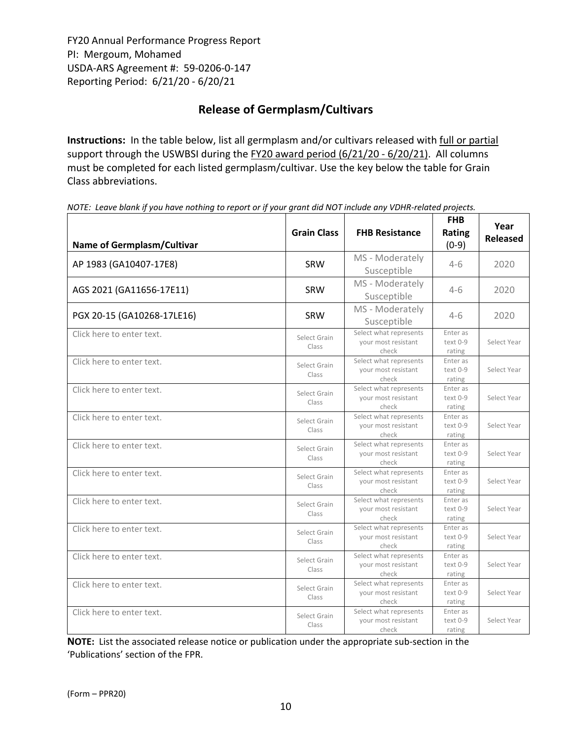FY20 Annual Performance Progress Report
PI: Mergoum, Mohamed
USDA-ARS Agreement #: 59-0206-0-147
Reporting Period: 6/21/20 - 6/20/21

## Release of Germplasm/Cultivars

**Instructions:** In the table below, list all germplasm and/or cultivars released with full or partial support through the USWBSI during the FY20 award period (6/21/20 - 6/20/21). All columns must be completed for each listed germplasm/cultivar. Use the key below the table for Grain Class abbreviations.

*NOTE: Leave blank if you have nothing to report or if your grant did NOT include any VDHR-related projects.*

| Name of Germplasm/Cultivar | Grain Class | FHB Resistance | FHB Rating (0-9) | Year Released |
|---|---|---|---|---|
| AP 1983 (GA10407-17E8) | SRW | MS - Moderately Susceptible | 4-6 | 2020 |
| AGS 2021 (GA11656-17E11) | SRW | MS - Moderately Susceptible | 4-6 | 2020 |
| PGX 20-15 (GA10268-17LE16) | SRW | MS - Moderately Susceptible | 4-6 | 2020 |
| Click here to enter text. | Select Grain Class | Select what represents your most resistant check | Enter as text 0-9 rating | Select Year |
| Click here to enter text. | Select Grain Class | Select what represents your most resistant check | Enter as text 0-9 rating | Select Year |
| Click here to enter text. | Select Grain Class | Select what represents your most resistant check | Enter as text 0-9 rating | Select Year |
| Click here to enter text. | Select Grain Class | Select what represents your most resistant check | Enter as text 0-9 rating | Select Year |
| Click here to enter text. | Select Grain Class | Select what represents your most resistant check | Enter as text 0-9 rating | Select Year |
| Click here to enter text. | Select Grain Class | Select what represents your most resistant check | Enter as text 0-9 rating | Select Year |
| Click here to enter text. | Select Grain Class | Select what represents your most resistant check | Enter as text 0-9 rating | Select Year |
| Click here to enter text. | Select Grain Class | Select what represents your most resistant check | Enter as text 0-9 rating | Select Year |
| Click here to enter text. | Select Grain Class | Select what represents your most resistant check | Enter as text 0-9 rating | Select Year |
| Click here to enter text. | Select Grain Class | Select what represents your most resistant check | Enter as text 0-9 rating | Select Year |
| Click here to enter text. | Select Grain Class | Select what represents your most resistant check | Enter as text 0-9 rating | Select Year |

**NOTE:** List the associated release notice or publication under the appropriate sub-section in the 'Publications' section of the FPR.

(Form – PPR20)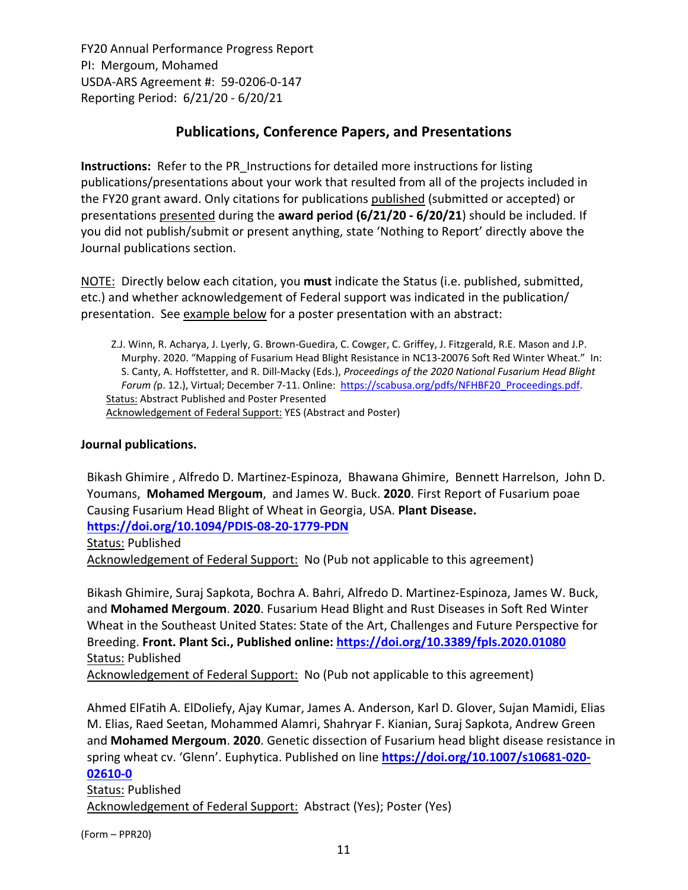FY20 Annual Performance Progress Report
PI: Mergoum, Mohamed
USDA-ARS Agreement #: 59-0206-0-147
Reporting Period: 6/21/20 - 6/20/21

## Publications, Conference Papers, and Presentations

**Instructions:** Refer to the PR_Instructions for detailed more instructions for listing publications/presentations about your work that resulted from all of the projects included in the FY20 grant award. Only citations for publications published (submitted or accepted) or presentations presented during the **award period (6/21/20 - 6/20/21)** should be included. If you did not publish/submit or present anything, state 'Nothing to Report' directly above the Journal publications section.

NOTE: Directly below each citation, you **must** indicate the Status (i.e. published, submitted, etc.) and whether acknowledgement of Federal support was indicated in the publication/ presentation. See example below for a poster presentation with an abstract:

> Z.J. Winn, R. Acharya, J. Lyerly, G. Brown-Guedira, C. Cowger, C. Griffey, J. Fitzgerald, R.E. Mason and J.P. Murphy. 2020. "Mapping of Fusarium Head Blight Resistance in NC13-20076 Soft Red Winter Wheat." In: S. Canty, A. Hoffstetter, and R. Dill-Macky (Eds.), *Proceedings of the 2020 National Fusarium Head Blight Forum (*p. 12.), Virtual; December 7-11. Online: https://scabusa.org/pdfs/NFHBF20_Proceedings.pdf.
> Status: Abstract Published and Poster Presented
> Acknowledgement of Federal Support: YES (Abstract and Poster)

### Journal publications.

Bikash Ghimire , Alfredo D. Martinez-Espinoza, Bhawana Ghimire, Bennett Harrelson, John D. Youmans, **Mohamed Mergoum**, and James W. Buck. **2020**. First Report of Fusarium poae Causing Fusarium Head Blight of Wheat in Georgia, USA. **Plant Disease.**
**https://doi.org/10.1094/PDIS-08-20-1779-PDN**
Status: Published
Acknowledgement of Federal Support: No (Pub not applicable to this agreement)

Bikash Ghimire, Suraj Sapkota, Bochra A. Bahri, Alfredo D. Martinez-Espinoza, James W. Buck, and **Mohamed Mergoum**. **2020**. Fusarium Head Blight and Rust Diseases in Soft Red Winter Wheat in the Southeast United States: State of the Art, Challenges and Future Perspective for Breeding. **Front. Plant Sci., Published online: https://doi.org/10.3389/fpls.2020.01080**
Status: Published
Acknowledgement of Federal Support: No (Pub not applicable to this agreement)

Ahmed ElFatih A. ElDoliefy, Ajay Kumar, James A. Anderson, Karl D. Glover, Sujan Mamidi, Elias M. Elias, Raed Seetan, Mohammed Alamri, Shahryar F. Kianian, Suraj Sapkota, Andrew Green and **Mohamed Mergoum**. **2020**. Genetic dissection of Fusarium head blight disease resistance in spring wheat cv. 'Glenn'. Euphytica. Published on line **https://doi.org/10.1007/s10681-020-02610-0**
Status: Published
Acknowledgement of Federal Support: Abstract (Yes); Poster (Yes)

(Form – PPR20)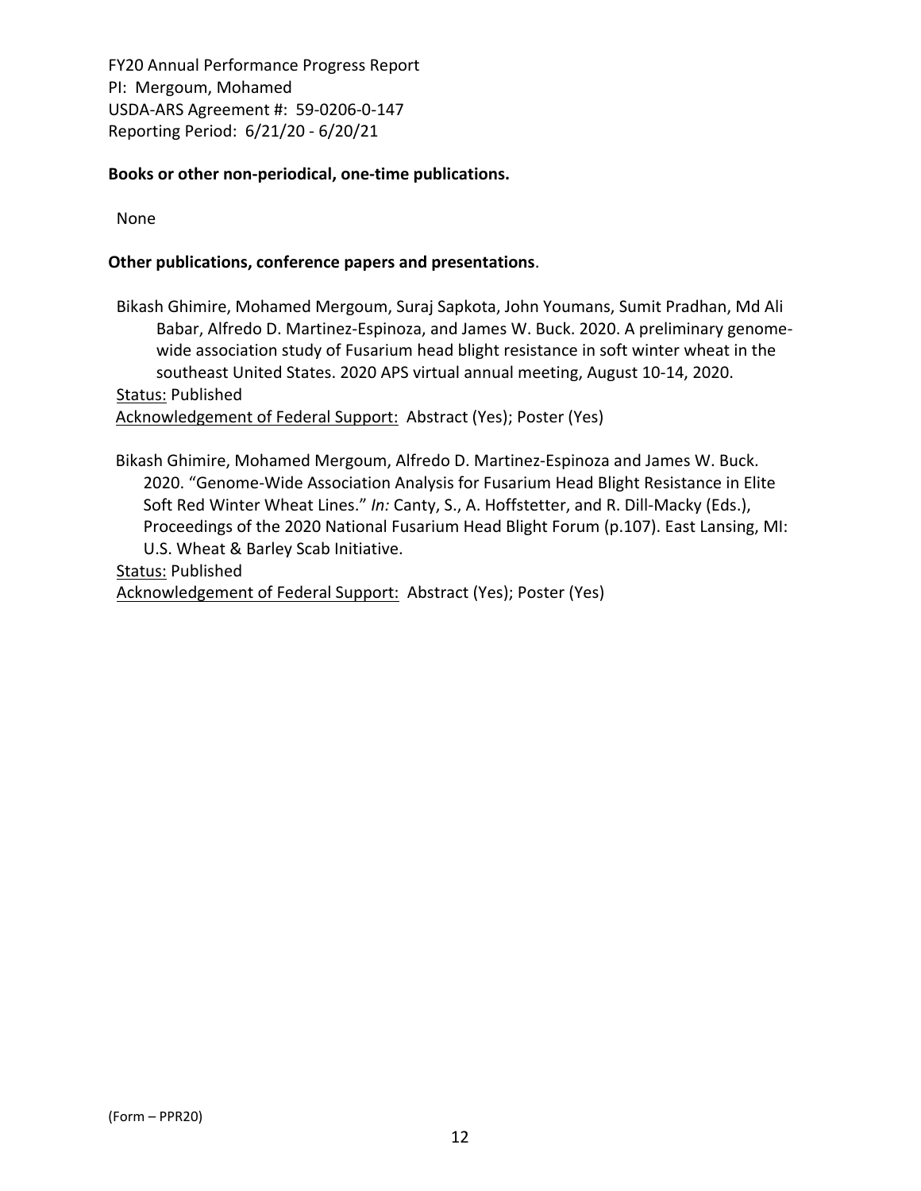**Books or other non-periodical, one-time publications.**

None

**Other publications, conference papers and presentations**.

Bikash Ghimire, Mohamed Mergoum, Suraj Sapkota, John Youmans, Sumit Pradhan, Md Ali Babar, Alfredo D. Martinez-Espinoza, and James W. Buck. 2020. A preliminary genome-wide association study of Fusarium head blight resistance in soft winter wheat in the southeast United States. 2020 APS virtual annual meeting, August 10-14, 2020.

Status: Published

Acknowledgement of Federal Support: Abstract (Yes); Poster (Yes)

Bikash Ghimire, Mohamed Mergoum, Alfredo D. Martinez-Espinoza and James W. Buck. 2020. "Genome-Wide Association Analysis for Fusarium Head Blight Resistance in Elite Soft Red Winter Wheat Lines." *In:* Canty, S., A. Hoffstetter, and R. Dill-Macky (Eds.), Proceedings of the 2020 National Fusarium Head Blight Forum (p.107). East Lansing, MI: U.S. Wheat & Barley Scab Initiative.

Status: Published

Acknowledgement of Federal Support: Abstract (Yes); Poster (Yes)